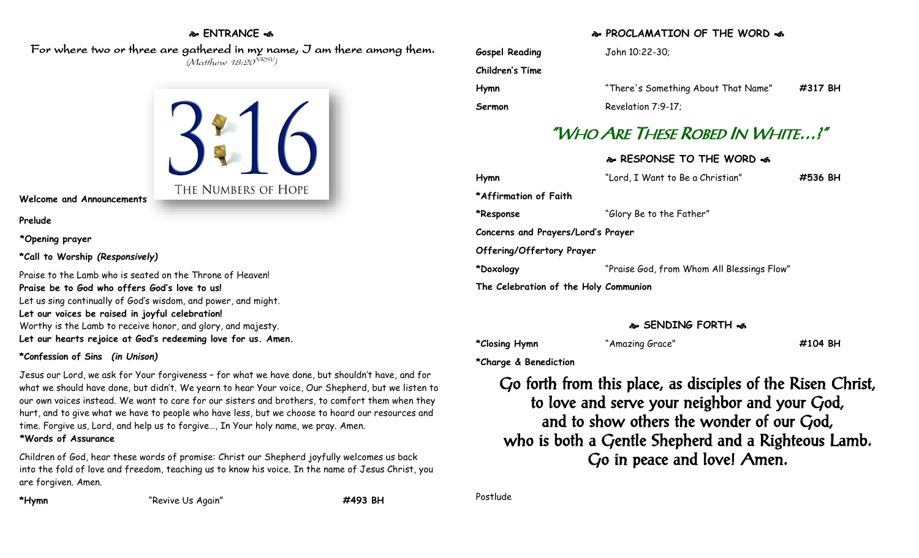## ❧ ENTRANCE ☙

*For where two or three are gathered in my name, I am there among them.*
*(Matthew 18:20 NRSV)*

3:16 THE NUMBERS OF HOPE

**Welcome and Announcements**

**Prelude**

**\*Opening prayer**

**\*Call to Worship *(Responsively)***

Praise to the Lamb who is seated on the Throne of Heaven!
**Praise be to God who offers God's love to us!**
Let us sing continually of God's wisdom, and power, and might.
**Let our voices be raised in joyful celebration!**
Worthy is the Lamb to receive honor, and glory, and majesty.
**Let our hearts rejoice at God's redeeming love for us. Amen.**

**\*Confession of Sins *(in Unison)***

Jesus our Lord, we ask for Your forgiveness – for what we have done, but shouldn't have, and for what we should have done, but didn't. We yearn to hear Your voice, Our Shepherd, but we listen to our own voices instead. We want to care for our sisters and brothers, to comfort them when they hurt, and to give what we have to people who have less, but we choose to hoard our resources and time. Forgive us, Lord, and help us to forgive…, In Your holy name, we pray. Amen.

**\*Words of Assurance**

Children of God, hear these words of promise: Christ our Shepherd joyfully welcomes us back into the fold of love and freedom, teaching us to know his voice. In the name of Jesus Christ, you are forgiven. Amen.

**\*Hymn** "Revive Us Again" **#493 BH**

## ❧ PROCLAMATION OF THE WORD ☙

**Gospel Reading** John 10:22-30;

**Children's Time**

**Hymn** "There's Something About That Name" **#317 BH**

**Sermon** Revelation 7:9-17;

## *"Who Are These Robed In White…?"*

## ❧ RESPONSE TO THE WORD ☙

**Hymn** "Lord, I Want to Be a Christian" **#536 BH**

**\*Affirmation of Faith**

**\*Response** "Glory Be to the Father"

**Concerns and Prayers/Lord's Prayer**

**Offering/Offertory Prayer**

**\*Doxology** "Praise God, from Whom All Blessings Flow"

**The Celebration of the Holy Communion**

## ❧ SENDING FORTH ☙

**\*Closing Hymn** "Amazing Grace" **#104 BH**

**\*Charge & Benediction**

**Go forth from this place, as disciples of the Risen Christ,**
**to love and serve your neighbor and your God,**
**and to show others the wonder of our God,**
**who is both a Gentle Shepherd and a Righteous Lamb.**
**Go in peace and love! Amen.**

Postlude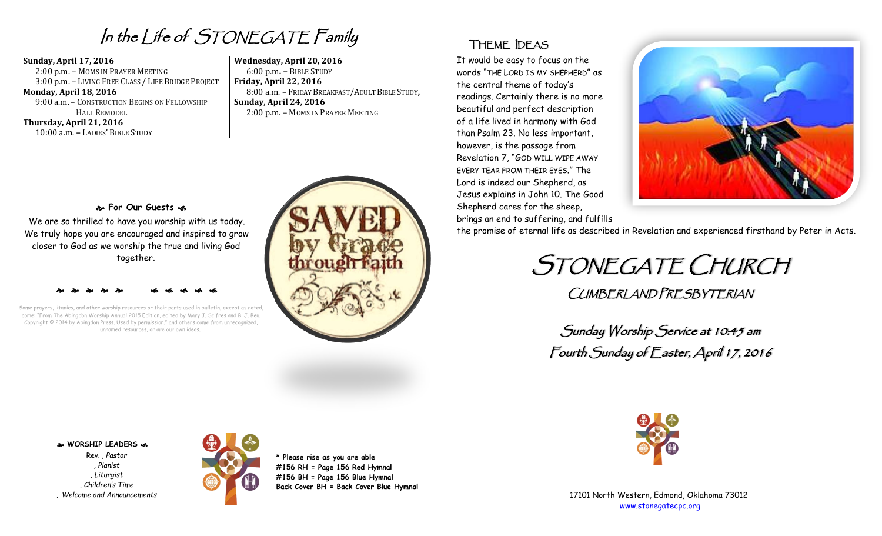# In the Life of STONEGATE Family

**Sunday, April 17, 2016**
2:00 p.m. – MOMS IN PRAYER MEETING
3:00 p.m. – LIVING FREE CLASS / LIFE BRIDGE PROJECT
**Monday, April 18, 2016**
9:00 a.m. – CONSTRUCTION BEGINS ON FELLOWSHIP HALL REMODEL
**Thursday, April 21, 2016**
10:00 a.m. – LADIES' BIBLE STUDY

**Wednesday, April 20, 2016**
6:00 p.m. – BIBLE STUDY
**Friday, April 22, 2016**
8:00 a.m. – FRIDAY BREAKFAST/ADULT BIBLE STUDY,
**Sunday, April 24, 2016**
2:00 p.m. – MOMS IN PRAYER MEETING

**For Our Guests**

We are so thrilled to have you worship with us today. We truly hope you are encouraged and inspired to grow closer to God as we worship the true and living God together.

Some prayers, litanies, and other worship resources or their parts used in bulletin, except as noted, come: "From The Abingdon Worship Annual 2015 Edition, edited by Mary J. Scifres and B. J. Beu. Copyright © 2014 by Abingdon Press. Used by permission." and others come from unrecognized, unnamed resources, or are our own ideas.

SAVED by Grace through Faith

**WORSHIP LEADERS**

Rev. , *Pastor*
, *Pianist*
, *Liturgist*
, *Children's Time*
, *Welcome and Announcements*

**\* Please rise as you are able**
**#156 RH = Page 156 Red Hymnal**
**#156 BH = Page 156 Blue Hymnal**
**Back Cover BH = Back Cover Blue Hymnal**

## THEME IDEAS

It would be easy to focus on the words "THE LORD IS MY SHEPHERD" as the central theme of today's readings. Certainly there is no more beautiful and perfect description of a life lived in harmony with God than Psalm 23. No less important, however, is the passage from Revelation 7, "GOD WILL WIPE AWAY EVERY TEAR FROM THEIR EYES." The Lord is indeed our Shepherd, as Jesus explains in John 10. The Good Shepherd cares for the sheep, brings an end to suffering, and fulfills the promise of eternal life as described in Revelation and experienced firsthand by Peter in Acts.

# STONEGATE CHURCH

## CUMBERLAND PRESBYTERIAN

Sunday Worship Service at 10:45 am
Fourth Sunday of Easter, April 17, 2016

17101 North Western, Edmond, Oklahoma 73012
www.stonegatecpc.org